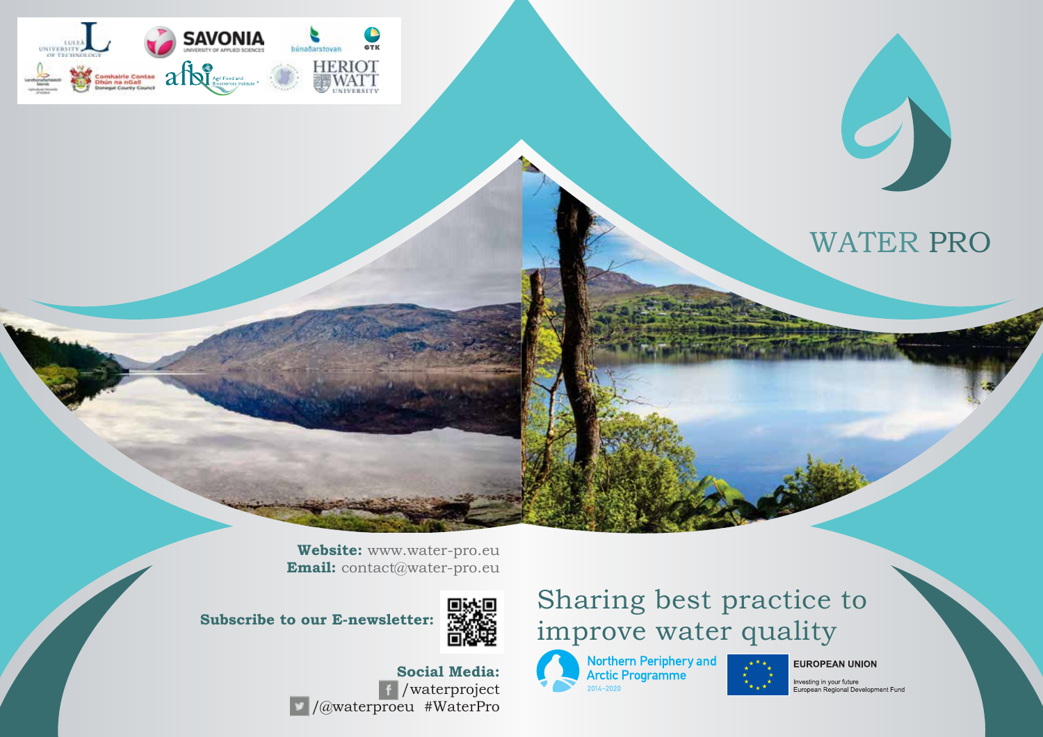# WATER PRO

## Sharing best practice to improve water quality

**Website:** www.water-pro.eu
**Email:** contact@water-pro.eu

**Subscribe to our E-newsletter:**

**Social Media:**
/waterproject
/@waterproeu #WaterPro

Northern Periphery and Arctic Programme 2014–2020

EUROPEAN UNION
Investing in your future
European Regional Development Fund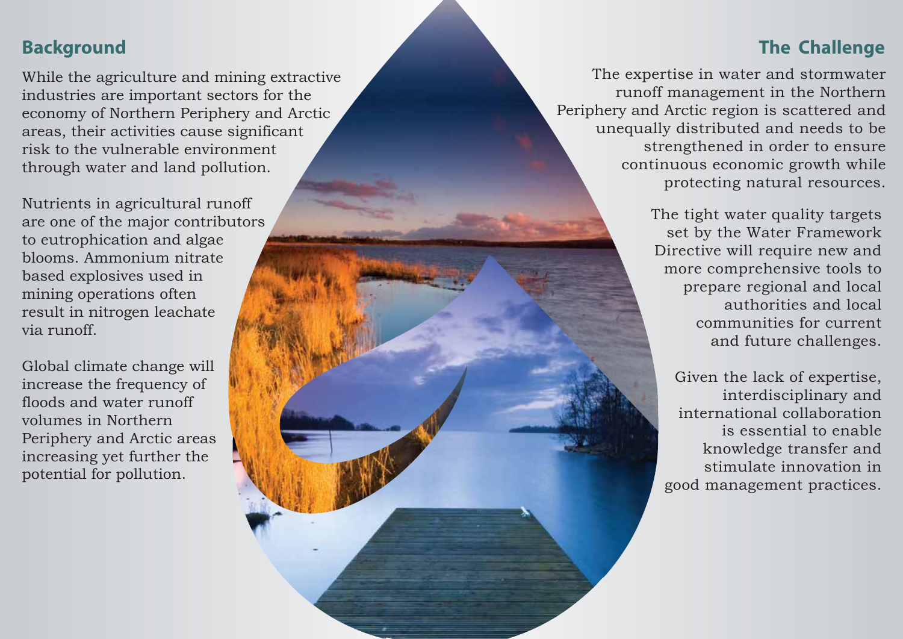## Background

While the agriculture and mining extractive industries are important sectors for the economy of Northern Periphery and Arctic areas, their activities cause significant risk to the vulnerable environment through water and land pollution.

Nutrients in agricultural runoff are one of the major contributors to eutrophication and algae blooms. Ammonium nitrate based explosives used in mining operations often result in nitrogen leachate via runoff.

Global climate change will increase the frequency of floods and water runoff volumes in Northern Periphery and Arctic areas increasing yet further the potential for pollution.

## The Challenge

The expertise in water and stormwater runoff management in the Northern Periphery and Arctic region is scattered and unequally distributed and needs to be strengthened in order to ensure continuous economic growth while protecting natural resources.

The tight water quality targets set by the Water Framework Directive will require new and more comprehensive tools to prepare regional and local authorities and local communities for current and future challenges.

Given the lack of expertise, interdisciplinary and international collaboration is essential to enable knowledge transfer and stimulate innovation in good management practices.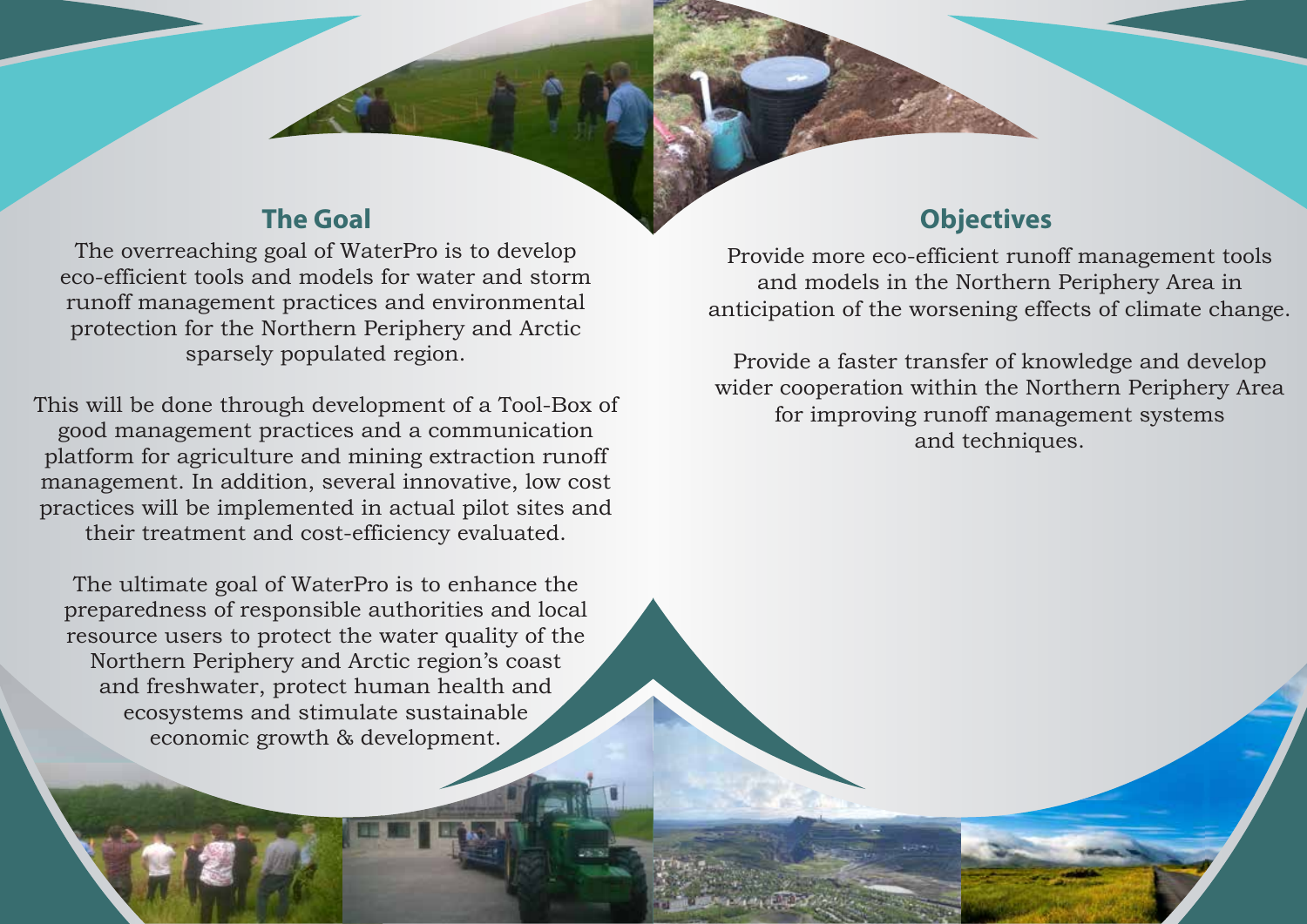## The Goal

The overreaching goal of WaterPro is to develop eco-efficient tools and models for water and storm runoff management practices and environmental protection for the Northern Periphery and Arctic sparsely populated region.

This will be done through development of a Tool-Box of good management practices and a communication platform for agriculture and mining extraction runoff management. In addition, several innovative, low cost practices will be implemented in actual pilot sites and their treatment and cost-efficiency evaluated.

The ultimate goal of WaterPro is to enhance the preparedness of responsible authorities and local resource users to protect the water quality of the Northern Periphery and Arctic region's coast and freshwater, protect human health and ecosystems and stimulate sustainable economic growth & development.

## Objectives

Provide more eco-efficient runoff management tools and models in the Northern Periphery Area in anticipation of the worsening effects of climate change.

Provide a faster transfer of knowledge and develop wider cooperation within the Northern Periphery Area for improving runoff management systems and techniques.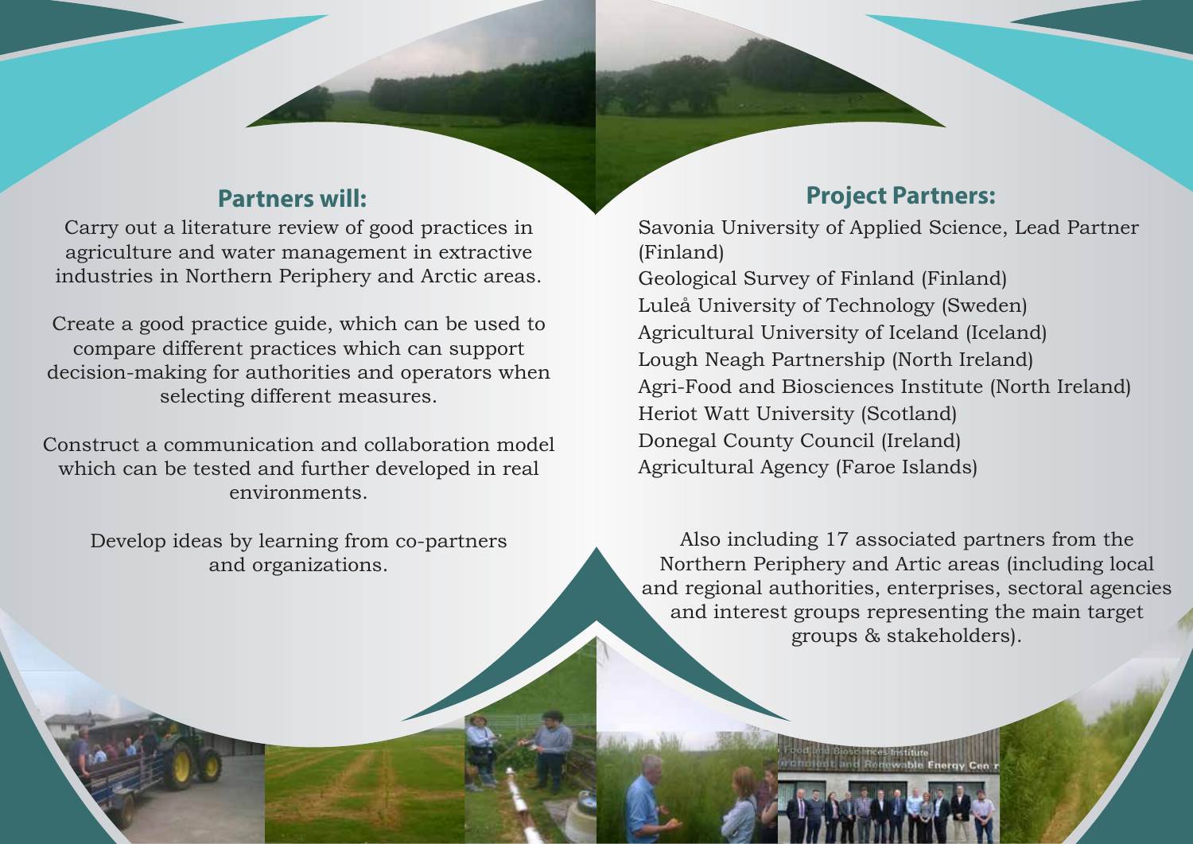## Partners will:

Carry out a literature review of good practices in agriculture and water management in extractive industries in Northern Periphery and Arctic areas.

Create a good practice guide, which can be used to compare different practices which can support decision-making for authorities and operators when selecting different measures.

Construct a communication and collaboration model which can be tested and further developed in real environments.

Develop ideas by learning from co-partners and organizations.

## Project Partners:

Savonia University of Applied Science, Lead Partner (Finland)
Geological Survey of Finland (Finland)
Luleå University of Technology (Sweden)
Agricultural University of Iceland (Iceland)
Lough Neagh Partnership (North Ireland)
Agri-Food and Biosciences Institute (North Ireland)
Heriot Watt University (Scotland)
Donegal County Council (Ireland)
Agricultural Agency (Faroe Islands)

Also including 17 associated partners from the Northern Periphery and Artic areas (including local and regional authorities, enterprises, sectoral agencies and interest groups representing the main target groups & stakeholders).